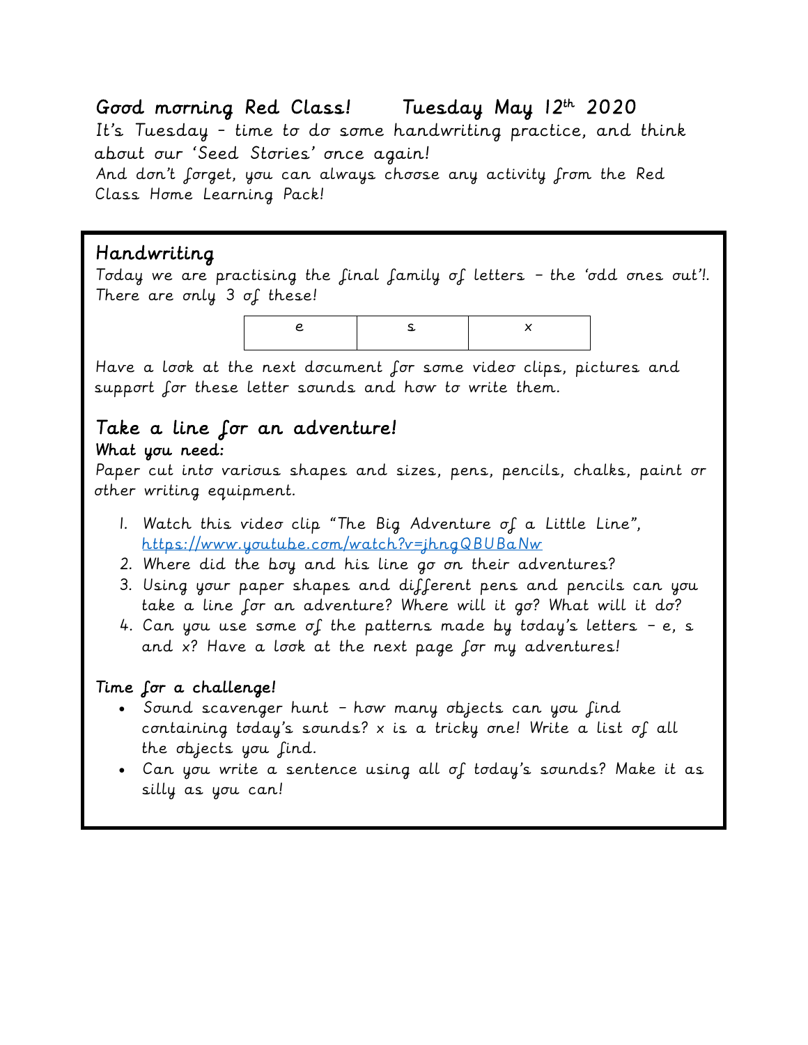# Good morning Red Class!     Tuesday May 12th 2020

It's Tuesday – time to do some handwriting practice, and think about our 'Seed Stories' once again!
And don't forget, you can always choose any activity from the Red Class Home Learning Pack!

## Handwriting

Today we are practising the final family of letters – the 'odd ones out'!. There are only 3 of these!

| e | s | x |
| --- | --- | --- |

Have a look at the next document for some video clips, pictures and support for these letter sounds and how to write them.

## Take a line for an adventure!

### What you need:

Paper cut into various shapes and sizes, pens, pencils, chalks, paint or other writing equipment.

1. Watch this video clip "The Big Adventure of a Little Line", https://www.youtube.com/watch?v=jhngQBUBaNw
2. Where did the boy and his line go on their adventures?
3. Using your paper shapes and different pens and pencils can you take a line for an adventure? Where will it go? What will it do?
4. Can you use some of the patterns made by today's letters – e, s and x? Have a look at the next page for my adventures!

### Time for a challenge!

- Sound scavenger hunt – how many objects can you find containing today's sounds? x is a tricky one! Write a list of all the objects you find.
- Can you write a sentence using all of today's sounds? Make it as silly as you can!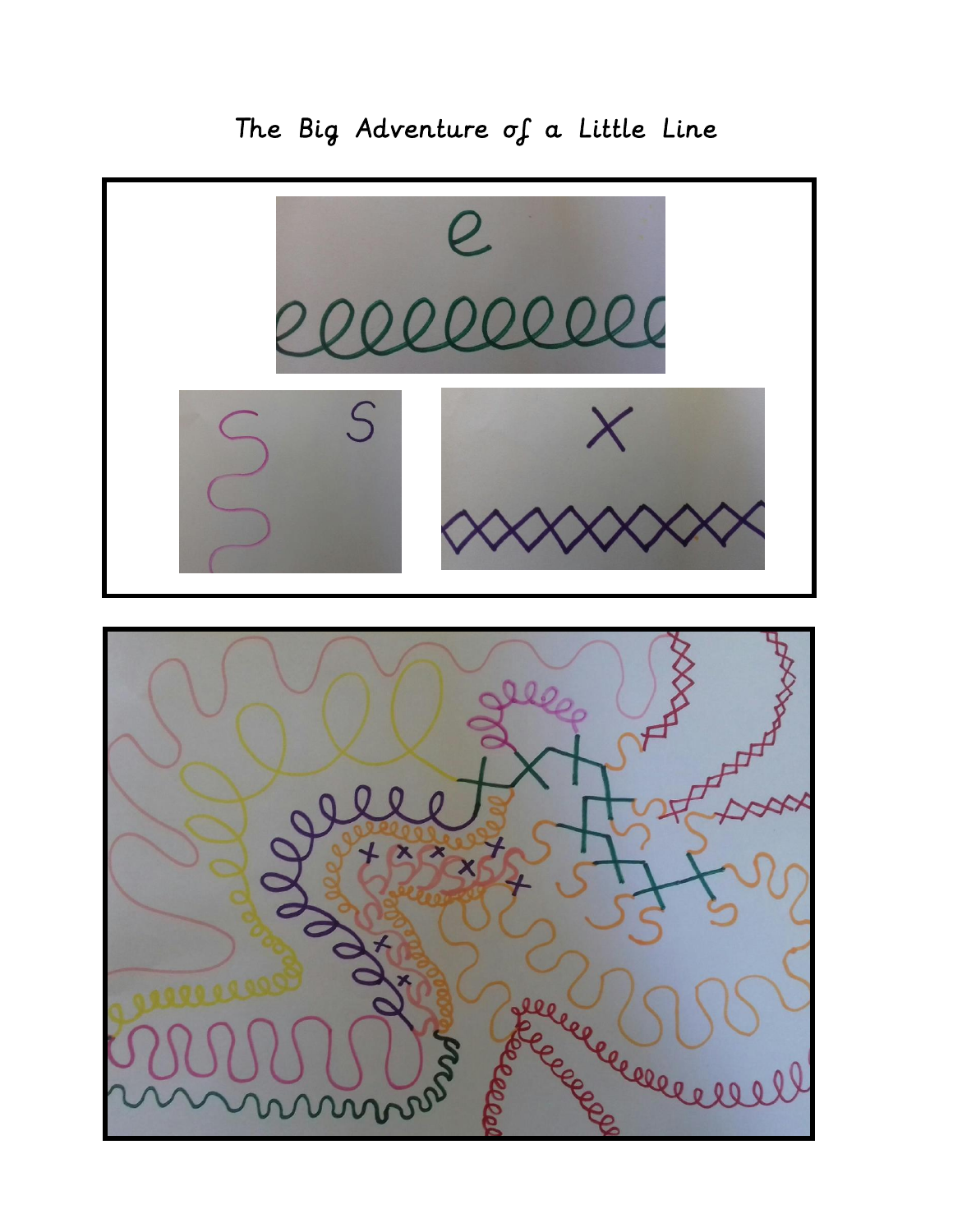# The Big Adventure of a Little Line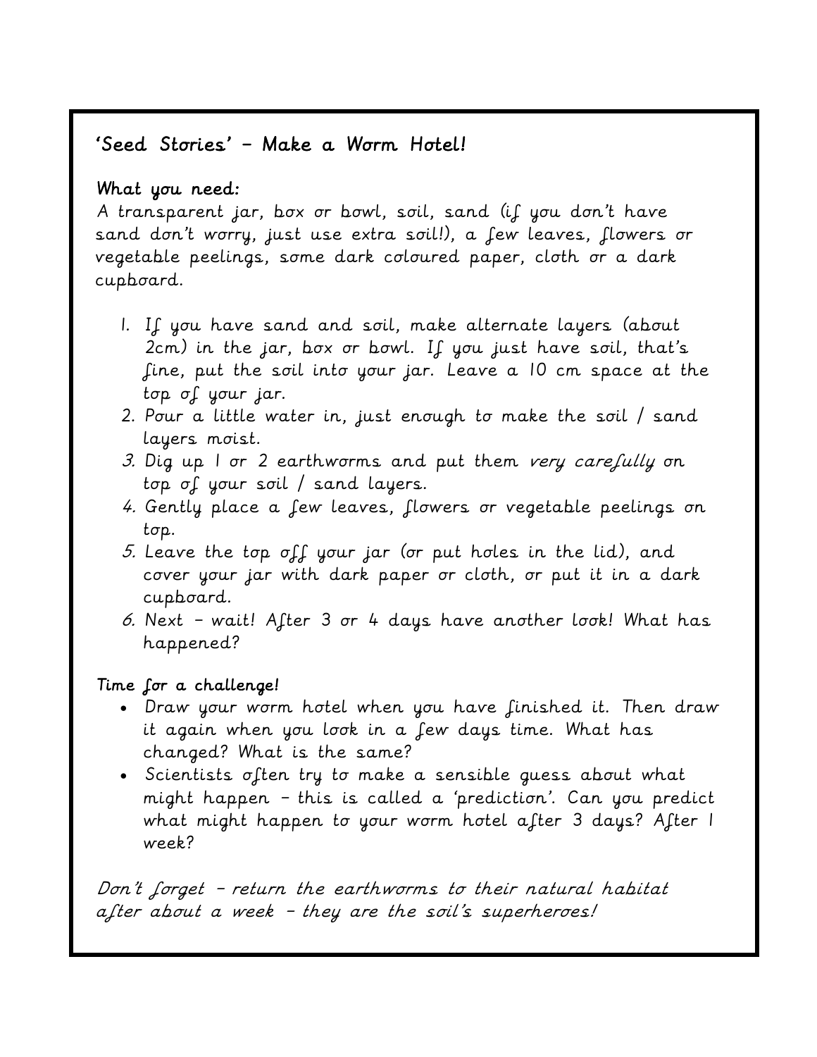## 'Seed Stories' – Make a Worm Hotel!

**What you need:**

A transparent jar, box or bowl, soil, sand (if you don't have sand don't worry, just use extra soil!), a few leaves, flowers or vegetable peelings, some dark coloured paper, cloth or a dark cupboard.

1. If you have sand and soil, make alternate layers (about 2cm) in the jar, box or bowl. If you just have soil, that's fine, put the soil into your jar. Leave a 10 cm space at the top of your jar.
2. Pour a little water in, just enough to make the soil / sand layers moist.
3. Dig up 1 or 2 earthworms and put them *very carefully* on top of your soil / sand layers.
4. Gently place a few leaves, flowers or vegetable peelings on top.
5. Leave the top off your jar (or put holes in the lid), and cover your jar with dark paper or cloth, or put it in a dark cupboard.
6. Next – wait! After 3 or 4 days have another look! What has happened?

**Time for a challenge!**

- Draw your worm hotel when you have finished it. Then draw it again when you look in a few days time. What has changed? What is the same?
- Scientists often try to make a sensible guess about what might happen – this is called a 'prediction'. Can you predict what might happen to your worm hotel after 3 days? After 1 week?

*Don't forget – return the earthworms to their natural habitat after about a week – they are the soil's superheroes!*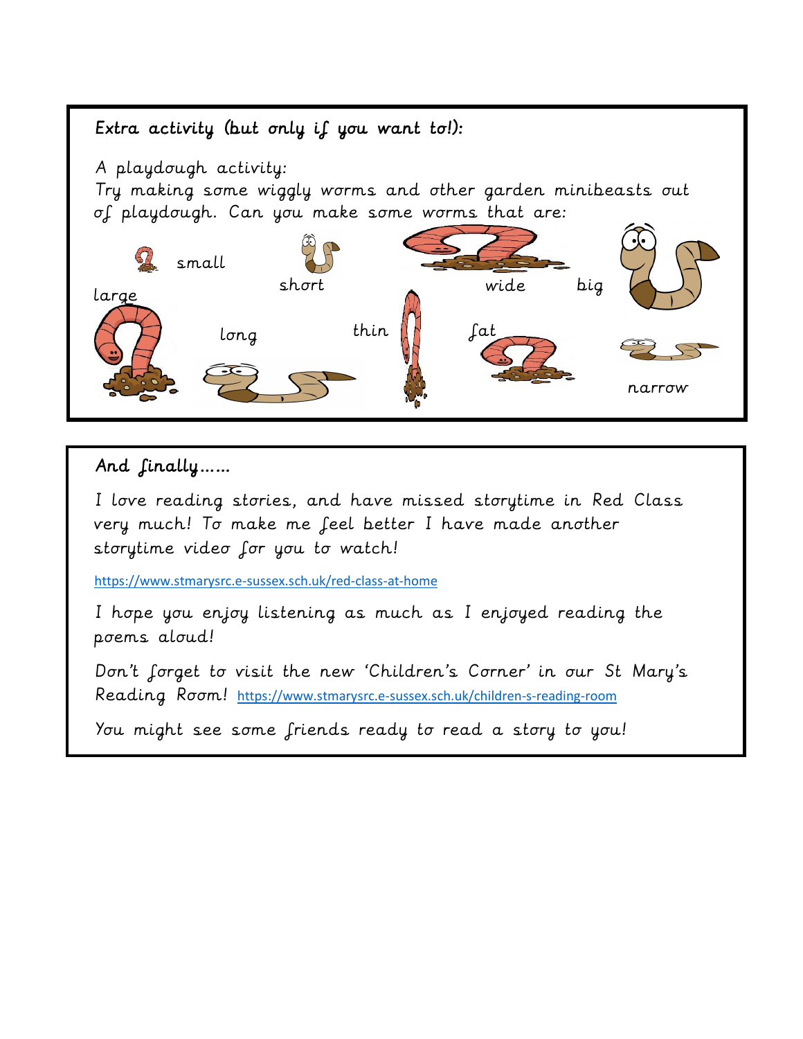## Extra activity (but only if you want to!):

A playdough activity:
Try making some wiggly worms and other garden minibeasts out of playdough. Can you make some worms that are:

small

short

wide

big

large

long

thin

fat

narrow

## And finally……

I love reading stories, and have missed storytime in Red Class very much! To make me feel better I have made another storytime video for you to watch!

https://www.stmarysrc.e-sussex.sch.uk/red-class-at-home

I hope you enjoy listening as much as I enjoyed reading the poems aloud!

Don't forget to visit the new 'Children's Corner' in our St Mary's Reading Room! https://www.stmarysrc.e-sussex.sch.uk/children-s-reading-room

You might see some friends ready to read a story to you!